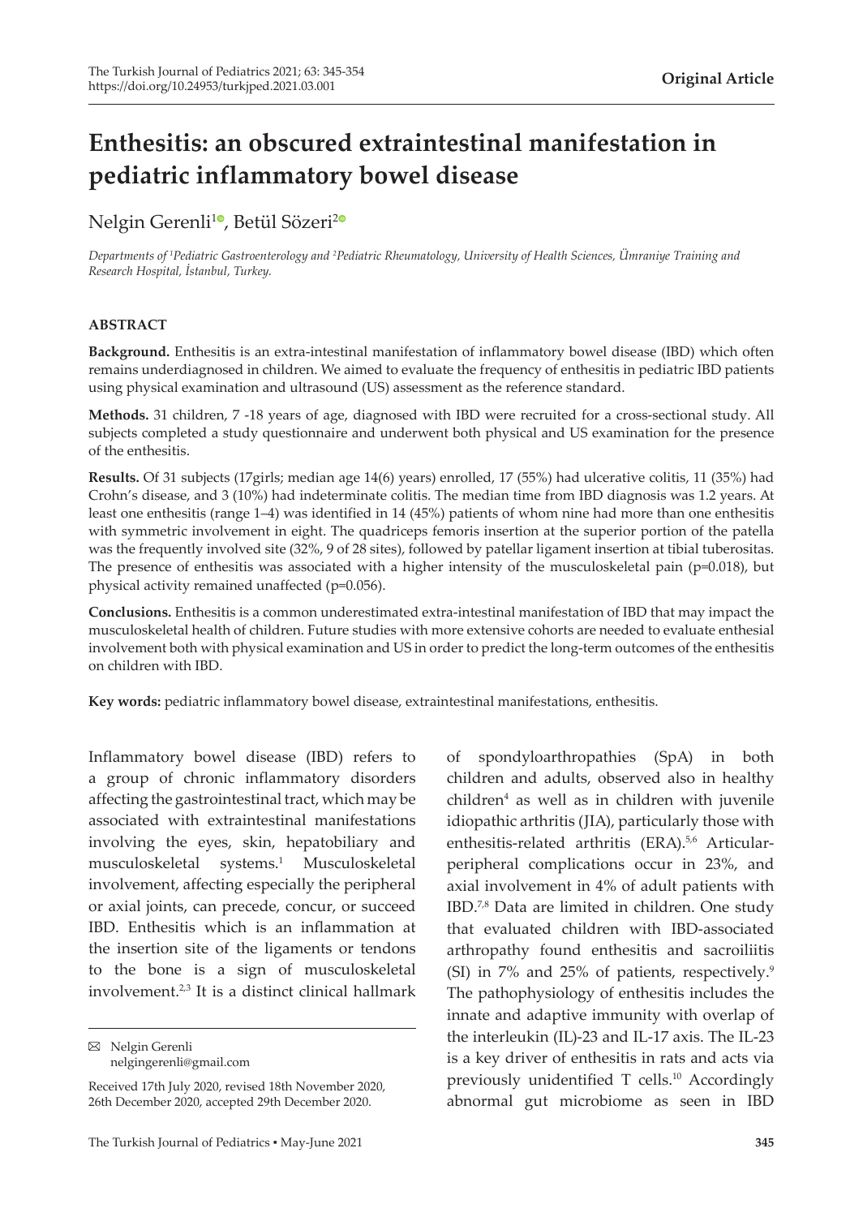**Original Article**

# Enthesitis: an obscured extraintestinal manifestation in pediatric inflammatory bowel disease

Nelgin Gerenli[1], Betül Sözeri[2]

*Departments of [1]Pediatric Gastroenterology and [2]Pediatric Rheumatology, University of Health Sciences, Ümraniye Training and Research Hospital, İstanbul, Turkey.*

## ABSTRACT

**Background.** Enthesitis is an extra-intestinal manifestation of inflammatory bowel disease (IBD) which often remains underdiagnosed in children. We aimed to evaluate the frequency of enthesitis in pediatric IBD patients using physical examination and ultrasound (US) assessment as the reference standard.

**Methods.** 31 children, 7 -18 years of age, diagnosed with IBD were recruited for a cross-sectional study. All subjects completed a study questionnaire and underwent both physical and US examination for the presence of the enthesitis.

**Results.** Of 31 subjects (17girls; median age 14(6) years) enrolled, 17 (55%) had ulcerative colitis, 11 (35%) had Crohn's disease, and 3 (10%) had indeterminate colitis. The median time from IBD diagnosis was 1.2 years. At least one enthesitis (range 1–4) was identified in 14 (45%) patients of whom nine had more than one enthesitis with symmetric involvement in eight. The quadriceps femoris insertion at the superior portion of the patella was the frequently involved site (32%, 9 of 28 sites), followed by patellar ligament insertion at tibial tuberositas. The presence of enthesitis was associated with a higher intensity of the musculoskeletal pain (p=0.018), but physical activity remained unaffected (p=0.056).

**Conclusions.** Enthesitis is a common underestimated extra-intestinal manifestation of IBD that may impact the musculoskeletal health of children. Future studies with more extensive cohorts are needed to evaluate enthesial involvement both with physical examination and US in order to predict the long-term outcomes of the enthesitis on children with IBD.

**Key words:** pediatric inflammatory bowel disease, extraintestinal manifestations, enthesitis.

Inflammatory bowel disease (IBD) refers to a group of chronic inflammatory disorders affecting the gastrointestinal tract, which may be associated with extraintestinal manifestations involving the eyes, skin, hepatobiliary and musculoskeletal systems.[1] Musculoskeletal involvement, affecting especially the peripheral or axial joints, can precede, concur, or succeed IBD. Enthesitis which is an inflammation at the insertion site of the ligaments or tendons to the bone is a sign of musculoskeletal involvement.[2,3] It is a distinct clinical hallmark of spondyloarthropathies (SpA) in both children and adults, observed also in healthy children[4] as well as in children with juvenile idiopathic arthritis (JIA), particularly those with enthesitis-related arthritis (ERA).[5,6] Articular-peripheral complications occur in 23%, and axial involvement in 4% of adult patients with IBD.[7,8] Data are limited in children. One study that evaluated children with IBD-associated arthropathy found enthesitis and sacroiliitis (SI) in 7% and 25% of patients, respectively.[9] The pathophysiology of enthesitis includes the innate and adaptive immunity with overlap of the interleukin (IL)-23 and IL-17 axis. The IL-23 is a key driver of enthesitis in rats and acts via previously unidentified T cells.[10] Accordingly abnormal gut microbiome as seen in IBD

✉ Nelgin Gerenli
nelgingerenli@gmail.com

Received 17th July 2020, revised 18th November 2020, 26th December 2020, accepted 29th December 2020.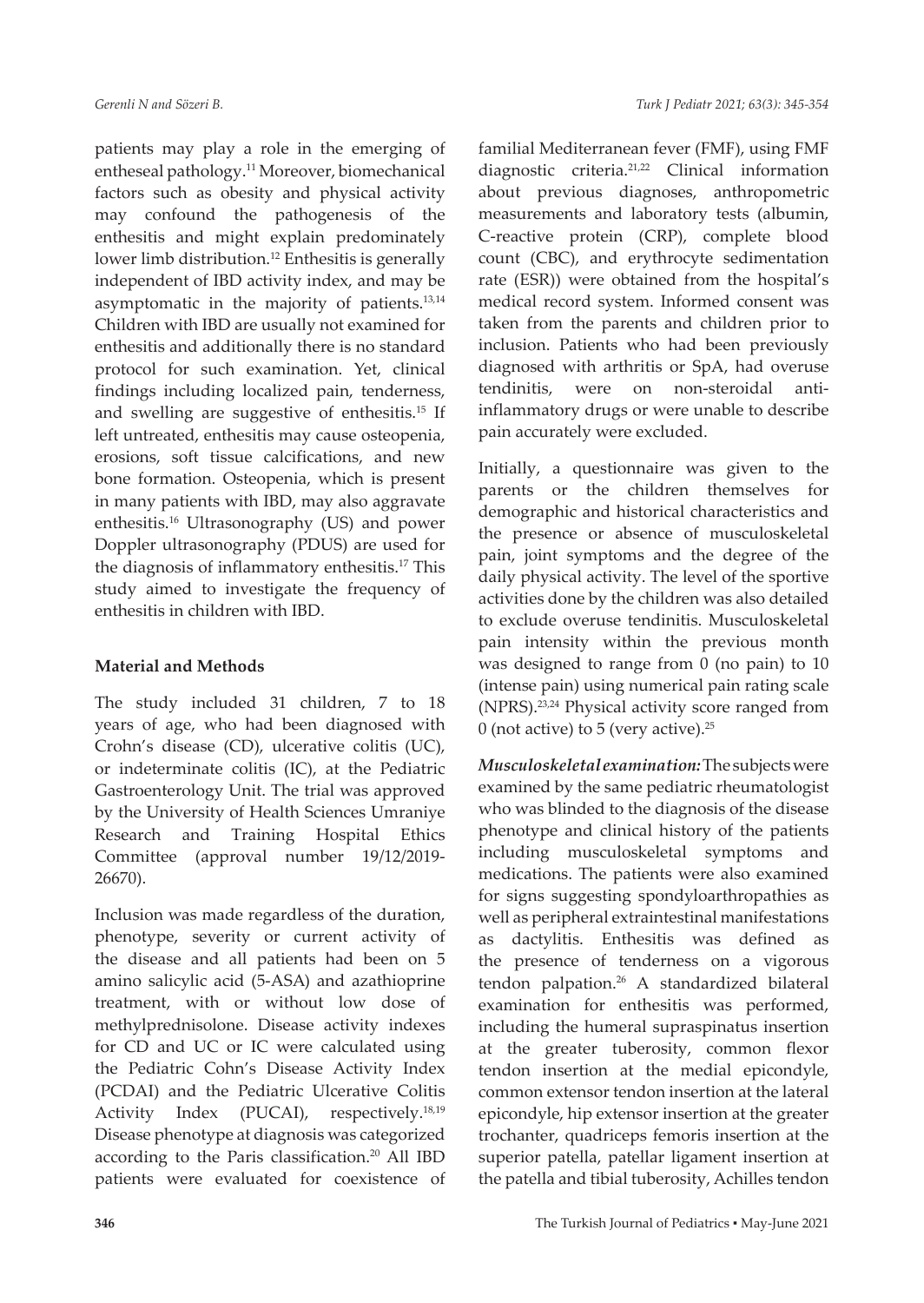patients may play a role in the emerging of entheseal pathology.[11] Moreover, biomechanical factors such as obesity and physical activity may confound the pathogenesis of the enthesitis and might explain predominately lower limb distribution.[12] Enthesitis is generally independent of IBD activity index, and may be asymptomatic in the majority of patients.[13,14] Children with IBD are usually not examined for enthesitis and additionally there is no standard protocol for such examination. Yet, clinical findings including localized pain, tenderness, and swelling are suggestive of enthesitis.[15] If left untreated, enthesitis may cause osteopenia, erosions, soft tissue calcifications, and new bone formation. Osteopenia, which is present in many patients with IBD, may also aggravate enthesitis.[16] Ultrasonography (US) and power Doppler ultrasonography (PDUS) are used for the diagnosis of inflammatory enthesitis.[17] This study aimed to investigate the frequency of enthesitis in children with IBD.

## Material and Methods

The study included 31 children, 7 to 18 years of age, who had been diagnosed with Crohn's disease (CD), ulcerative colitis (UC), or indeterminate colitis (IC), at the Pediatric Gastroenterology Unit. The trial was approved by the University of Health Sciences Umraniye Research and Training Hospital Ethics Committee (approval number 19/12/2019-26670).

Inclusion was made regardless of the duration, phenotype, severity or current activity of the disease and all patients had been on 5 amino salicylic acid (5-ASA) and azathioprine treatment, with or without low dose of methylprednisolone. Disease activity indexes for CD and UC or IC were calculated using the Pediatric Cohn's Disease Activity Index (PCDAI) and the Pediatric Ulcerative Colitis Activity Index (PUCAI), respectively.[18,19] Disease phenotype at diagnosis was categorized according to the Paris classification.[20] All IBD patients were evaluated for coexistence of familial Mediterranean fever (FMF), using FMF diagnostic criteria.[21,22] Clinical information about previous diagnoses, anthropometric measurements and laboratory tests (albumin, C-reactive protein (CRP), complete blood count (CBC), and erythrocyte sedimentation rate (ESR)) were obtained from the hospital's medical record system. Informed consent was taken from the parents and children prior to inclusion. Patients who had been previously diagnosed with arthritis or SpA, had overuse tendinitis, were on non-steroidal anti-inflammatory drugs or were unable to describe pain accurately were excluded.

Initially, a questionnaire was given to the parents or the children themselves for demographic and historical characteristics and the presence or absence of musculoskeletal pain, joint symptoms and the degree of the daily physical activity. The level of the sportive activities done by the children was also detailed to exclude overuse tendinitis. Musculoskeletal pain intensity within the previous month was designed to range from 0 (no pain) to 10 (intense pain) using numerical pain rating scale (NPRS).[23,24] Physical activity score ranged from 0 (not active) to 5 (very active).[25]

***Musculoskeletal examination:*** The subjects were examined by the same pediatric rheumatologist who was blinded to the diagnosis of the disease phenotype and clinical history of the patients including musculoskeletal symptoms and medications. The patients were also examined for signs suggesting spondyloarthropathies as well as peripheral extraintestinal manifestations as dactylitis. Enthesitis was defined as the presence of tenderness on a vigorous tendon palpation.[26] A standardized bilateral examination for enthesitis was performed, including the humeral supraspinatus insertion at the greater tuberosity, common flexor tendon insertion at the medial epicondyle, common extensor tendon insertion at the lateral epicondyle, hip extensor insertion at the greater trochanter, quadriceps femoris insertion at the superior patella, patellar ligament insertion at the patella and tibial tuberosity, Achilles tendon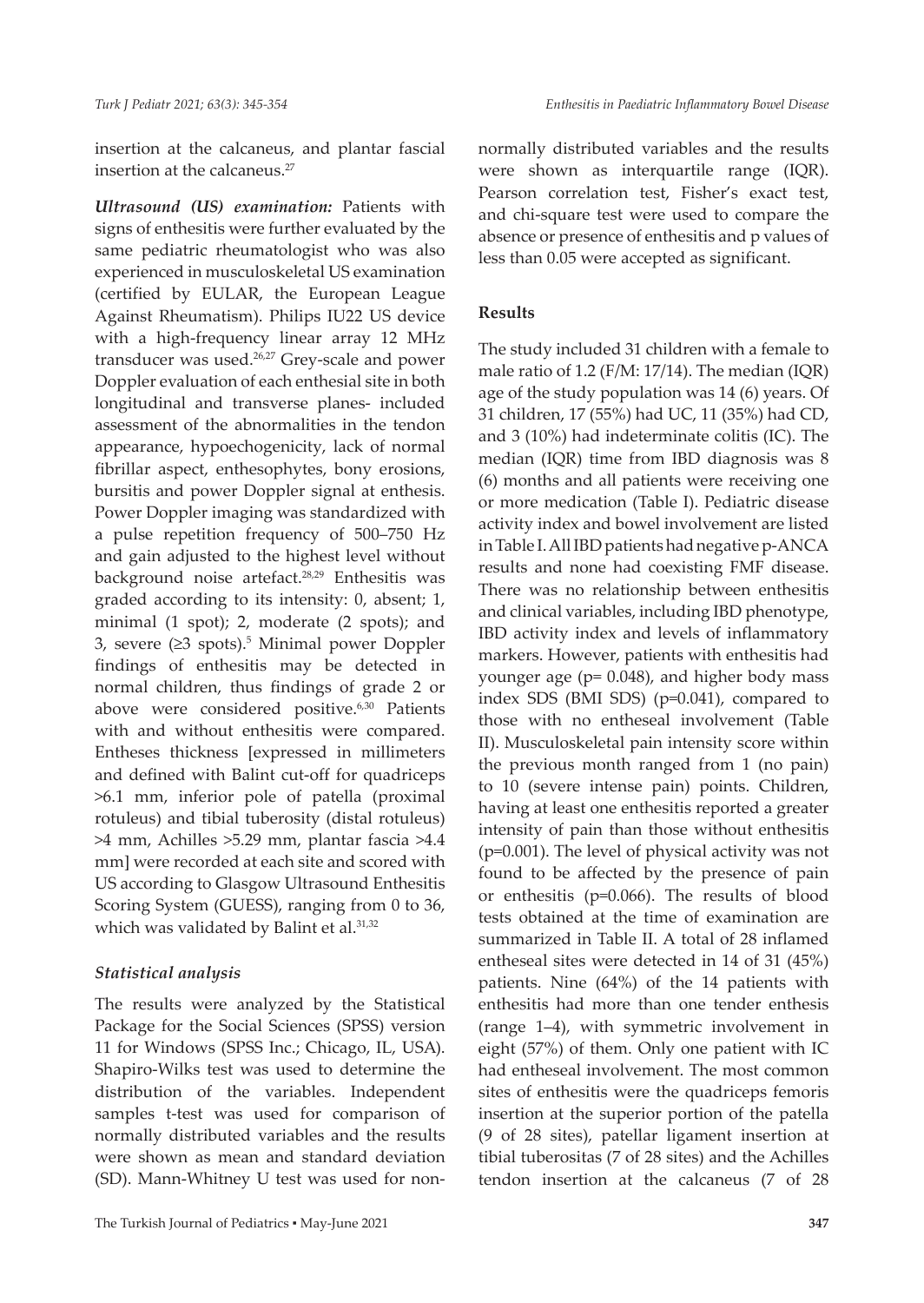insertion at the calcaneus, and plantar fascial insertion at the calcaneus.[27]

***Ultrasound (US) examination:*** Patients with signs of enthesitis were further evaluated by the same pediatric rheumatologist who was also experienced in musculoskeletal US examination (certified by EULAR, the European League Against Rheumatism). Philips IU22 US device with a high-frequency linear array 12 MHz transducer was used.[26,27] Grey-scale and power Doppler evaluation of each enthesial site in both longitudinal and transverse planes- included assessment of the abnormalities in the tendon appearance, hypoechogenicity, lack of normal fibrillar aspect, enthesophytes, bony erosions, bursitis and power Doppler signal at enthesis. Power Doppler imaging was standardized with a pulse repetition frequency of 500–750 Hz and gain adjusted to the highest level without background noise artefact.[28,29] Enthesitis was graded according to its intensity: 0, absent; 1, minimal (1 spot); 2, moderate (2 spots); and 3, severe (≥3 spots).[5] Minimal power Doppler findings of enthesitis may be detected in normal children, thus findings of grade 2 or above were considered positive.[6,30] Patients with and without enthesitis were compared. Entheses thickness [expressed in millimeters and defined with Balint cut-off for quadriceps >6.1 mm, inferior pole of patella (proximal rotuleus) and tibial tuberosity (distal rotuleus) >4 mm, Achilles >5.29 mm, plantar fascia >4.4 mm] were recorded at each site and scored with US according to Glasgow Ultrasound Enthesitis Scoring System (GUESS), ranging from 0 to 36, which was validated by Balint et al.[31,32]

### *Statistical analysis*

The results were analyzed by the Statistical Package for the Social Sciences (SPSS) version 11 for Windows (SPSS Inc.; Chicago, IL, USA). Shapiro-Wilks test was used to determine the distribution of the variables. Independent samples t-test was used for comparison of normally distributed variables and the results were shown as mean and standard deviation (SD). Mann-Whitney U test was used for non-normally distributed variables and the results were shown as interquartile range (IQR). Pearson correlation test, Fisher's exact test, and chi-square test were used to compare the absence or presence of enthesitis and p values of less than 0.05 were accepted as significant.

## Results

The study included 31 children with a female to male ratio of 1.2 (F/M: 17/14). The median (IQR) age of the study population was 14 (6) years. Of 31 children, 17 (55%) had UC, 11 (35%) had CD, and 3 (10%) had indeterminate colitis (IC). The median (IQR) time from IBD diagnosis was 8 (6) months and all patients were receiving one or more medication (Table I). Pediatric disease activity index and bowel involvement are listed in Table I. All IBD patients had negative p-ANCA results and none had coexisting FMF disease. There was no relationship between enthesitis and clinical variables, including IBD phenotype, IBD activity index and levels of inflammatory markers. However, patients with enthesitis had younger age ($p= 0.048$), and higher body mass index SDS (BMI SDS) ($p=0.041$), compared to those with no entheseal involvement (Table II). Musculoskeletal pain intensity score within the previous month ranged from 1 (no pain) to 10 (severe intense pain) points. Children, having at least one enthesitis reported a greater intensity of pain than those without enthesitis ($p=0.001$). The level of physical activity was not found to be affected by the presence of pain or enthesitis ($p=0.066$). The results of blood tests obtained at the time of examination are summarized in Table II. A total of 28 inflamed entheseal sites were detected in 14 of 31 (45%) patients. Nine (64%) of the 14 patients with enthesitis had more than one tender enthesis (range 1–4), with symmetric involvement in eight (57%) of them. Only one patient with IC had entheseal involvement. The most common sites of enthesitis were the quadriceps femoris insertion at the superior portion of the patella (9 of 28 sites), patellar ligament insertion at tibial tuberositas (7 of 28 sites) and the Achilles tendon insertion at the calcaneus (7 of 28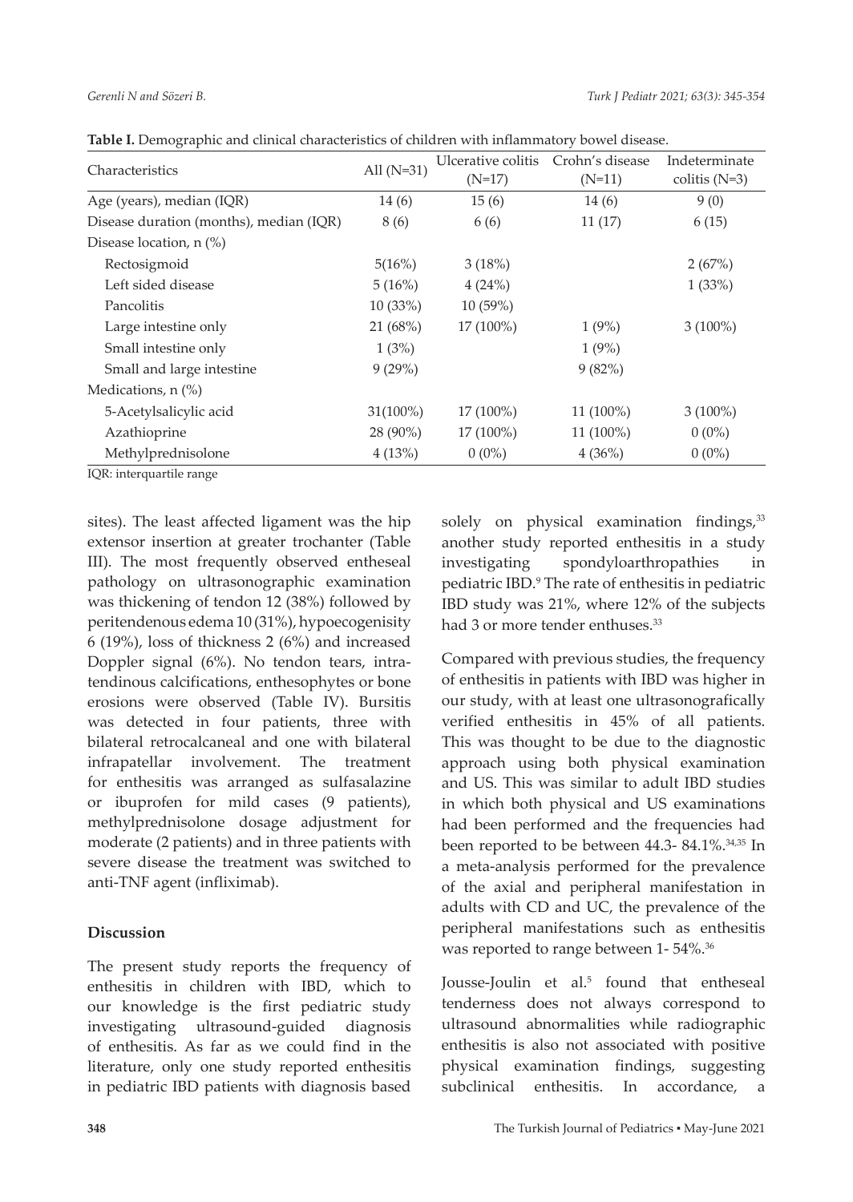**Table I.** Demographic and clinical characteristics of children with inflammatory bowel disease.

| Characteristics | All (N=31) | Ulcerative colitis (N=17) | Crohn's disease (N=11) | Indeterminate colitis (N=3) |
|---|---|---|---|---|
| Age (years), median (IQR) | 14 (6) | 15 (6) | 14 (6) | 9 (0) |
| Disease duration (months), median (IQR) | 8 (6) | 6 (6) | 11 (17) | 6 (15) |
| Disease location, n (%) | | | | |
| Rectosigmoid | 5(16%) | 3 (18%) | | 2 (67%) |
| Left sided disease | 5 (16%) | 4 (24%) | | 1 (33%) |
| Pancolitis | 10 (33%) | 10 (59%) | | |
| Large intestine only | 21 (68%) | 17 (100%) | 1 (9%) | 3 (100%) |
| Small intestine only | 1 (3%) | | 1 (9%) | |
| Small and large intestine | 9 (29%) | | 9 (82%) | |
| Medications, n (%) | | | | |
| 5-Acetylsalicylic acid | 31(100%) | 17 (100%) | 11 (100%) | 3 (100%) |
| Azathioprine | 28 (90%) | 17 (100%) | 11 (100%) | 0 (0%) |
| Methylprednisolone | 4 (13%) | 0 (0%) | 4 (36%) | 0 (0%) |

IQR: interquartile range

sites). The least affected ligament was the hip extensor insertion at greater trochanter (Table III). The most frequently observed entheseal pathology on ultrasonographic examination was thickening of tendon 12 (38%) followed by peritendenous edema 10 (31%), hypoecogenisity 6 (19%), loss of thickness 2 (6%) and increased Doppler signal (6%). No tendon tears, intra-tendinous calcifications, enthesophytes or bone erosions were observed (Table IV). Bursitis was detected in four patients, three with bilateral retrocalcaneal and one with bilateral infrapatellar involvement. The treatment for enthesitis was arranged as sulfasalazine or ibuprofen for mild cases (9 patients), methylprednisolone dosage adjustment for moderate (2 patients) and in three patients with severe disease the treatment was switched to anti-TNF agent (infliximab).

## Discussion

The present study reports the frequency of enthesitis in children with IBD, which to our knowledge is the first pediatric study investigating ultrasound-guided diagnosis of enthesitis. As far as we could find in the literature, only one study reported enthesitis in pediatric IBD patients with diagnosis based solely on physical examination findings,[33] another study reported enthesitis in a study investigating spondyloarthropathies in pediatric IBD.[9] The rate of enthesitis in pediatric IBD study was 21%, where 12% of the subjects had 3 or more tender enthuses.[33]

Compared with previous studies, the frequency of enthesitis in patients with IBD was higher in our study, with at least one ultrasonografically verified enthesitis in 45% of all patients. This was thought to be due to the diagnostic approach using both physical examination and US. This was similar to adult IBD studies in which both physical and US examinations had been performed and the frequencies had been reported to be between 44.3- 84.1%.[34,35] In a meta-analysis performed for the prevalence of the axial and peripheral manifestation in adults with CD and UC, the prevalence of the peripheral manifestations such as enthesitis was reported to range between 1- 54%.[36]

Jousse-Joulin et al.[5] found that entheseal tenderness does not always correspond to ultrasound abnormalities while radiographic enthesitis is also not associated with positive physical examination findings, suggesting subclinical enthesitis. In accordance, a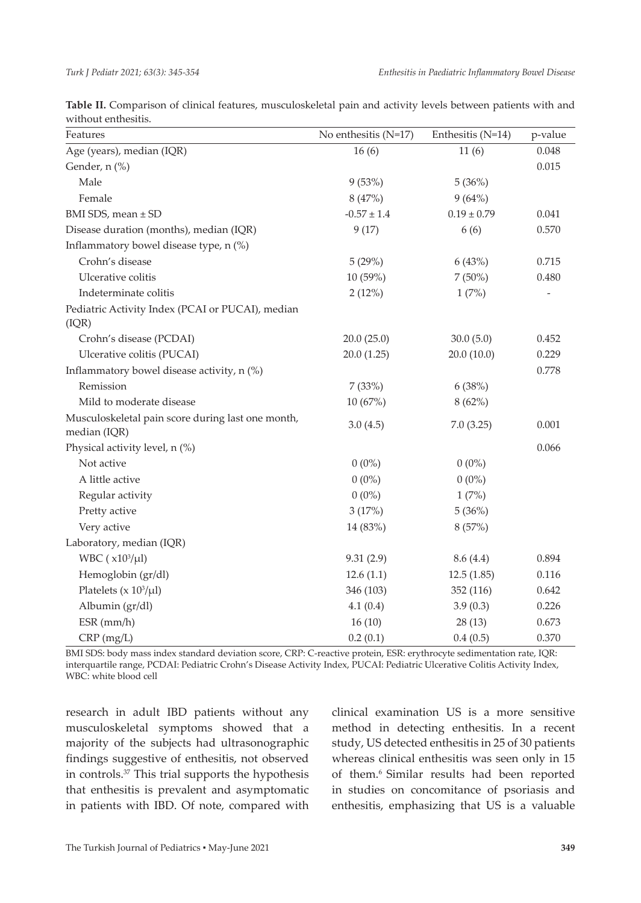**Table II.** Comparison of clinical features, musculoskeletal pain and activity levels between patients with and without enthesitis.

| Features | No enthesitis (N=17) | Enthesitis (N=14) | p-value |
|---|---|---|---|
| Age (years), median (IQR) | 16 (6) | 11 (6) | 0.048 |
| Gender, n (%) | | | 0.015 |
| Male | 9 (53%) | 5 (36%) | |
| Female | 8 (47%) | 9 (64%) | |
| BMI SDS, mean ± SD | -0.57 ± 1.4 | 0.19 ± 0.79 | 0.041 |
| Disease duration (months), median (IQR) | 9 (17) | 6 (6) | 0.570 |
| Inflammatory bowel disease type, n (%) | | | |
| Crohn's disease | 5 (29%) | 6 (43%) | 0.715 |
| Ulcerative colitis | 10 (59%) | 7 (50%) | 0.480 |
| Indeterminate colitis | 2 (12%) | 1 (7%) | - |
| Pediatric Activity Index (PCAI or PUCAI), median (IQR) | | | |
| Crohn's disease (PCDAI) | 20.0 (25.0) | 30.0 (5.0) | 0.452 |
| Ulcerative colitis (PUCAI) | 20.0 (1.25) | 20.0 (10.0) | 0.229 |
| Inflammatory bowel disease activity, n (%) | | | 0.778 |
| Remission | 7 (33%) | 6 (38%) | |
| Mild to moderate disease | 10 (67%) | 8 (62%) | |
| Musculoskeletal pain score during last one month, median (IQR) | 3.0 (4.5) | 7.0 (3.25) | 0.001 |
| Physical activity level, n (%) | | | 0.066 |
| Not active | 0 (0%) | 0 (0%) | |
| A little active | 0 (0%) | 0 (0%) | |
| Regular activity | 0 (0%) | 1 (7%) | |
| Pretty active | 3 (17%) | 5 (36%) | |
| Very active | 14 (83%) | 8 (57%) | |
| Laboratory, median (IQR) | | | |
| WBC ( $x10^3/\mu l$) | 9.31 (2.9) | 8.6 (4.4) | 0.894 |
| Hemoglobin (gr/dl) | 12.6 (1.1) | 12.5 (1.85) | 0.116 |
| Platelets (x $10^3/\mu l$) | 346 (103) | 352 (116) | 0.642 |
| Albumin (gr/dl) | 4.1 (0.4) | 3.9 (0.3) | 0.226 |
| ESR (mm/h) | 16 (10) | 28 (13) | 0.673 |
| CRP (mg/L) | 0.2 (0.1) | 0.4 (0.5) | 0.370 |

BMI SDS: body mass index standard deviation score, CRP: C-reactive protein, ESR: erythrocyte sedimentation rate, IQR: interquartile range, PCDAI: Pediatric Crohn's Disease Activity Index, PUCAI: Pediatric Ulcerative Colitis Activity Index, WBC: white blood cell

research in adult IBD patients without any musculoskeletal symptoms showed that a majority of the subjects had ultrasonographic findings suggestive of enthesitis, not observed in controls.[37] This trial supports the hypothesis that enthesitis is prevalent and asymptomatic in patients with IBD. Of note, compared with clinical examination US is a more sensitive method in detecting enthesitis. In a recent study, US detected enthesitis in 25 of 30 patients whereas clinical enthesitis was seen only in 15 of them.[6] Similar results had been reported in studies on concomitance of psoriasis and enthesitis, emphasizing that US is a valuable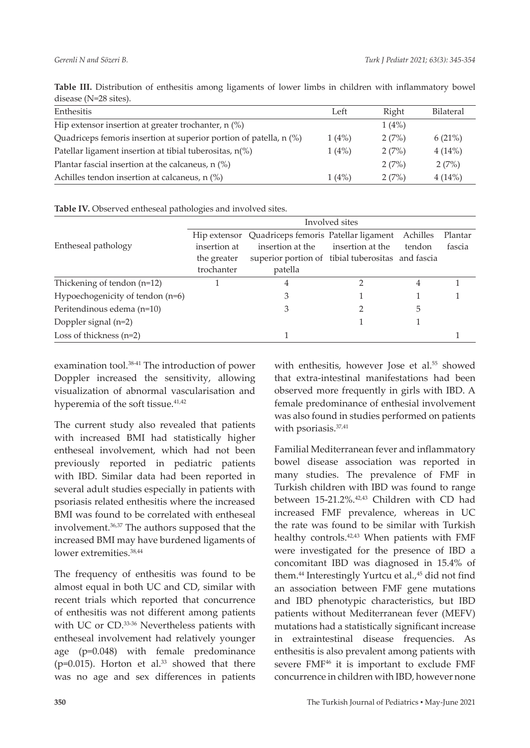**Table III.** Distribution of enthesitis among ligaments of lower limbs in children with inflammatory bowel disease (N=28 sites).

| Enthesitis | Left | Right | Bilateral |
|---|---|---|---|
| Hip extensor insertion at greater trochanter, n (%) | | 1 (4%) | |
| Quadriceps femoris insertion at superior portion of patella, n (%) | 1 (4%) | 2 (7%) | 6 (21%) |
| Patellar ligament insertion at tibial tuberositas, n(%) | 1 (4%) | 2 (7%) | 4 (14%) |
| Plantar fascial insertion at the calcaneus, n (%) | | 2 (7%) | 2 (7%) |
| Achilles tendon insertion at calcaneus, n (%) | 1 (4%) | 2 (7%) | 4 (14%) |

**Table IV.** Observed entheseal pathologies and involved sites.

| Entheseal pathology | Involved sites | | | | |
|---|---|---|---|---|---|
| | Hip extensor insertion at the greater trochanter | Quadriceps femoris insertion at the superior portion of patella | Patellar ligament insertion at the tibial tuberositas | Achilles tendon and fascia | Plantar fascia |
| Thickening of tendon (n=12) | 1 | 4 | 2 | 4 | 1 |
| Hypoechogenicity of tendon (n=6) | | 3 | 1 | 1 | 1 |
| Peritendinous edema (n=10) | | 3 | 2 | 5 | |
| Doppler signal (n=2) | | | 1 | 1 | |
| Loss of thickness (n=2) | | 1 | | | 1 |

examination tool.[38-41] The introduction of power Doppler increased the sensitivity, allowing visualization of abnormal vascularisation and hyperemia of the soft tissue.[41,42]

The current study also revealed that patients with increased BMI had statistically higher entheseal involvement, which had not been previously reported in pediatric patients with IBD. Similar data had been reported in several adult studies especially in patients with psoriasis related enthesitis where the increased BMI was found to be correlated with entheseal involvement.[36,37] The authors supposed that the increased BMI may have burdened ligaments of lower extremities.[38,44]

The frequency of enthesitis was found to be almost equal in both UC and CD, similar with recent trials which reported that concurrence of enthesitis was not different among patients with UC or CD.[33-36] Nevertheless patients with entheseal involvement had relatively younger age ($p=0.048$) with female predominance ($p=0.015$). Horton et al.[33] showed that there was no age and sex differences in patients with enthesitis, however Jose et al.[55] showed that extra-intestinal manifestations had been observed more frequently in girls with IBD. A female predominance of enthesial involvement was also found in studies performed on patients with psoriasis.[37,41]

Familial Mediterranean fever and inflammatory bowel disease association was reported in many studies. The prevalence of FMF in Turkish children with IBD was found to range between 15-21.2%.[42,43] Children with CD had increased FMF prevalence, whereas in UC the rate was found to be similar with Turkish healthy controls.[42,43] When patients with FMF were investigated for the presence of IBD a concomitant IBD was diagnosed in 15.4% of them.[44] Interestingly Yurtcu et al.,[45] did not find an association between FMF gene mutations and IBD phenotypic characteristics, but IBD patients without Mediterranean fever (MEFV) mutations had a statistically significant increase in extraintestinal disease frequencies. As enthesitis is also prevalent among patients with severe FMF[46] it is important to exclude FMF concurrence in children with IBD, however none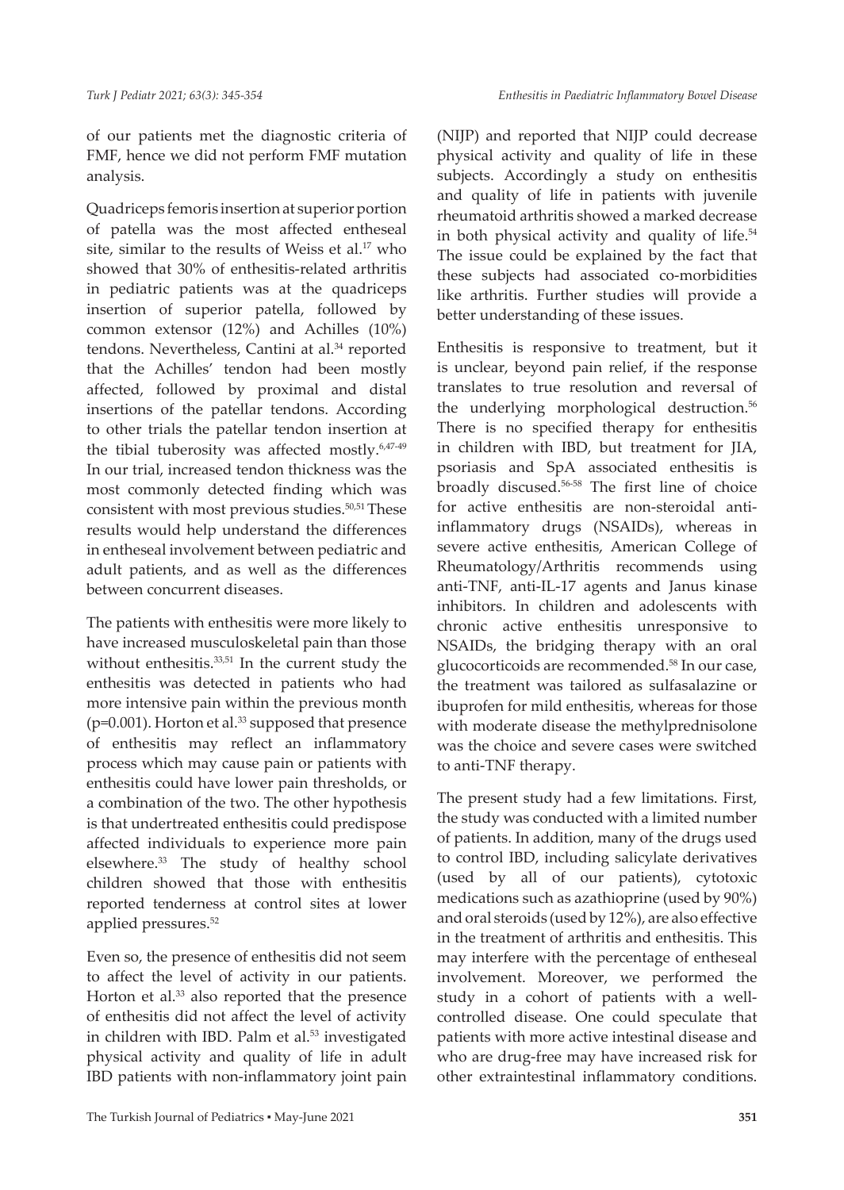of our patients met the diagnostic criteria of FMF, hence we did not perform FMF mutation analysis.

Quadriceps femoris insertion at superior portion of patella was the most affected entheseal site, similar to the results of Weiss et al.[17] who showed that 30% of enthesitis-related arthritis in pediatric patients was at the quadriceps insertion of superior patella, followed by common extensor (12%) and Achilles (10%) tendons. Nevertheless, Cantini at al.[34] reported that the Achilles' tendon had been mostly affected, followed by proximal and distal insertions of the patellar tendons. According to other trials the patellar tendon insertion at the tibial tuberosity was affected mostly.[6,47-49] In our trial, increased tendon thickness was the most commonly detected finding which was consistent with most previous studies.[50,51] These results would help understand the differences in entheseal involvement between pediatric and adult patients, and as well as the differences between concurrent diseases.

The patients with enthesitis were more likely to have increased musculoskeletal pain than those without enthesitis.[33,51] In the current study the enthesitis was detected in patients who had more intensive pain within the previous month ($p=0.001$). Horton et al.[33] supposed that presence of enthesitis may reflect an inflammatory process which may cause pain or patients with enthesitis could have lower pain thresholds, or a combination of the two. The other hypothesis is that undertreated enthesitis could predispose affected individuals to experience more pain elsewhere.[33] The study of healthy school children showed that those with enthesitis reported tenderness at control sites at lower applied pressures.[52]

Even so, the presence of enthesitis did not seem to affect the level of activity in our patients. Horton et al.[33] also reported that the presence of enthesitis did not affect the level of activity in children with IBD. Palm et al.[53] investigated physical activity and quality of life in adult IBD patients with non-inflammatory joint pain (NIJP) and reported that NIJP could decrease physical activity and quality of life in these subjects. Accordingly a study on enthesitis and quality of life in patients with juvenile rheumatoid arthritis showed a marked decrease in both physical activity and quality of life.[54] The issue could be explained by the fact that these subjects had associated co-morbidities like arthritis. Further studies will provide a better understanding of these issues.

Enthesitis is responsive to treatment, but it is unclear, beyond pain relief, if the response translates to true resolution and reversal of the underlying morphological destruction.[56] There is no specified therapy for enthesitis in children with IBD, but treatment for JIA, psoriasis and SpA associated enthesitis is broadly discused.[56-58] The first line of choice for active enthesitis are non-steroidal anti-inflammatory drugs (NSAIDs), whereas in severe active enthesitis, American College of Rheumatology/Arthritis recommends using anti-TNF, anti-IL-17 agents and Janus kinase inhibitors. In children and adolescents with chronic active enthesitis unresponsive to NSAIDs, the bridging therapy with an oral glucocorticoids are recommended.[58] In our case, the treatment was tailored as sulfasalazine or ibuprofen for mild enthesitis, whereas for those with moderate disease the methylprednisolone was the choice and severe cases were switched to anti-TNF therapy.

The present study had a few limitations. First, the study was conducted with a limited number of patients. In addition, many of the drugs used to control IBD, including salicylate derivatives (used by all of our patients), cytotoxic medications such as azathioprine (used by 90%) and oral steroids (used by 12%), are also effective in the treatment of arthritis and enthesitis. This may interfere with the percentage of entheseal involvement. Moreover, we performed the study in a cohort of patients with a well-controlled disease. One could speculate that patients with more active intestinal disease and who are drug-free may have increased risk for other extraintestinal inflammatory conditions.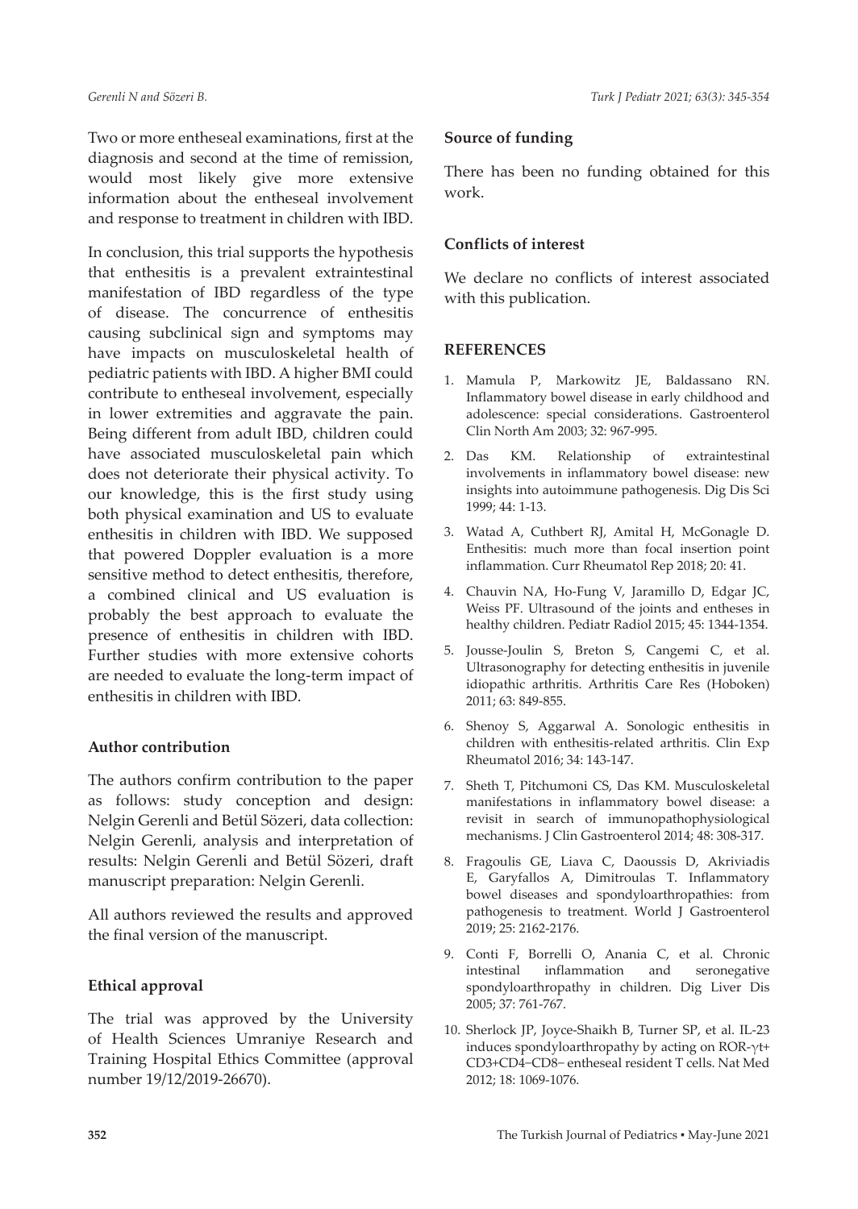Two or more entheseal examinations, first at the diagnosis and second at the time of remission, would most likely give more extensive information about the entheseal involvement and response to treatment in children with IBD.

In conclusion, this trial supports the hypothesis that enthesitis is a prevalent extraintestinal manifestation of IBD regardless of the type of disease. The concurrence of enthesitis causing subclinical sign and symptoms may have impacts on musculoskeletal health of pediatric patients with IBD. A higher BMI could contribute to entheseal involvement, especially in lower extremities and aggravate the pain. Being different from adult IBD, children could have associated musculoskeletal pain which does not deteriorate their physical activity. To our knowledge, this is the first study using both physical examination and US to evaluate enthesitis in children with IBD. We supposed that powered Doppler evaluation is a more sensitive method to detect enthesitis, therefore, a combined clinical and US evaluation is probably the best approach to evaluate the presence of enthesitis in children with IBD. Further studies with more extensive cohorts are needed to evaluate the long-term impact of enthesitis in children with IBD.

### Author contribution

The authors confirm contribution to the paper as follows: study conception and design: Nelgin Gerenli and Betül Sözeri, data collection: Nelgin Gerenli, analysis and interpretation of results: Nelgin Gerenli and Betül Sözeri, draft manuscript preparation: Nelgin Gerenli.

All authors reviewed the results and approved the final version of the manuscript.

### Ethical approval

The trial was approved by the University of Health Sciences Umraniye Research and Training Hospital Ethics Committee (approval number 19/12/2019-26670).

### Source of funding

There has been no funding obtained for this work.

### Conflicts of interest

We declare no conflicts of interest associated with this publication.

## REFERENCES

1. Mamula P, Markowitz JE, Baldassano RN. Inflammatory bowel disease in early childhood and adolescence: special considerations. Gastroenterol Clin North Am 2003; 32: 967-995.
2. Das KM. Relationship of extraintestinal involvements in inflammatory bowel disease: new insights into autoimmune pathogenesis. Dig Dis Sci 1999; 44: 1-13.
3. Watad A, Cuthbert RJ, Amital H, McGonagle D. Enthesitis: much more than focal insertion point inflammation. Curr Rheumatol Rep 2018; 20: 41.
4. Chauvin NA, Ho-Fung V, Jaramillo D, Edgar JC, Weiss PF. Ultrasound of the joints and entheses in healthy children. Pediatr Radiol 2015; 45: 1344-1354.
5. Jousse-Joulin S, Breton S, Cangemi C, et al. Ultrasonography for detecting enthesitis in juvenile idiopathic arthritis. Arthritis Care Res (Hoboken) 2011; 63: 849-855.
6. Shenoy S, Aggarwal A. Sonologic enthesitis in children with enthesitis-related arthritis. Clin Exp Rheumatol 2016; 34: 143-147.
7. Sheth T, Pitchumoni CS, Das KM. Musculoskeletal manifestations in inflammatory bowel disease: a revisit in search of immunopathophysiological mechanisms. J Clin Gastroenterol 2014; 48: 308-317.
8. Fragoulis GE, Liava C, Daoussis D, Akriviadis E, Garyfallos A, Dimitroulas T. Inflammatory bowel diseases and spondyloarthropathies: from pathogenesis to treatment. World J Gastroenterol 2019; 25: 2162-2176.
9. Conti F, Borrelli O, Anania C, et al. Chronic intestinal inflammation and seronegative spondyloarthropathy in children. Dig Liver Dis 2005; 37: 761-767.
10. Sherlock JP, Joyce-Shaikh B, Turner SP, et al. IL-23 induces spondyloarthropathy by acting on ROR-γt+ CD3+CD4−CD8− entheseal resident T cells. Nat Med 2012; 18: 1069-1076.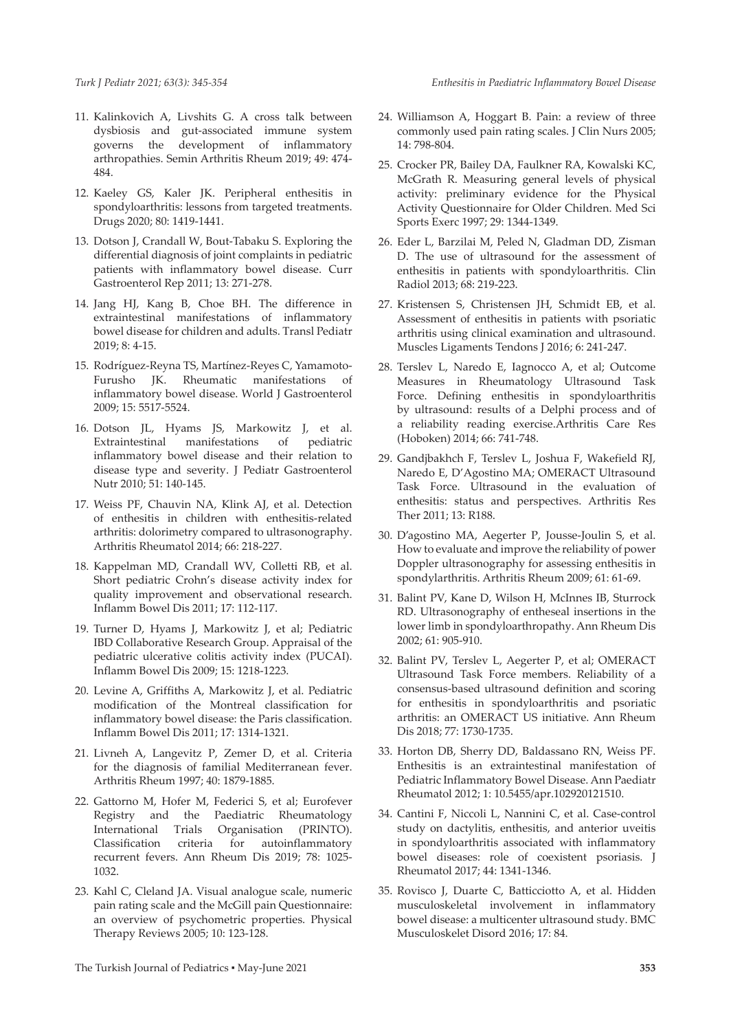11. Kalinkovich A, Livshits G. A cross talk between dysbiosis and gut-associated immune system governs the development of inflammatory arthropathies. Semin Arthritis Rheum 2019; 49: 474-484.
12. Kaeley GS, Kaler JK. Peripheral enthesitis in spondyloarthritis: lessons from targeted treatments. Drugs 2020; 80: 1419-1441.
13. Dotson J, Crandall W, Bout-Tabaku S. Exploring the differential diagnosis of joint complaints in pediatric patients with inflammatory bowel disease. Curr Gastroenterol Rep 2011; 13: 271-278.
14. Jang HJ, Kang B, Choe BH. The difference in extraintestinal manifestations of inflammatory bowel disease for children and adults. Transl Pediatr 2019; 8: 4-15.
15. Rodríguez-Reyna TS, Martínez-Reyes C, Yamamoto-Furusho JK. Rheumatic manifestations of inflammatory bowel disease. World J Gastroenterol 2009; 15: 5517-5524.
16. Dotson JL, Hyams JS, Markowitz J, et al. Extraintestinal manifestations of pediatric inflammatory bowel disease and their relation to disease type and severity. J Pediatr Gastroenterol Nutr 2010; 51: 140-145.
17. Weiss PF, Chauvin NA, Klink AJ, et al. Detection of enthesitis in children with enthesitis-related arthritis: dolorimetry compared to ultrasonography. Arthritis Rheumatol 2014; 66: 218-227.
18. Kappelman MD, Crandall WV, Colletti RB, et al. Short pediatric Crohn's disease activity index for quality improvement and observational research. Inflamm Bowel Dis 2011; 17: 112-117.
19. Turner D, Hyams J, Markowitz J, et al; Pediatric IBD Collaborative Research Group. Appraisal of the pediatric ulcerative colitis activity index (PUCAI). Inflamm Bowel Dis 2009; 15: 1218-1223.
20. Levine A, Griffiths A, Markowitz J, et al. Pediatric modification of the Montreal classification for inflammatory bowel disease: the Paris classification. Inflamm Bowel Dis 2011; 17: 1314-1321.
21. Livneh A, Langevitz P, Zemer D, et al. Criteria for the diagnosis of familial Mediterranean fever. Arthritis Rheum 1997; 40: 1879-1885.
22. Gattorno M, Hofer M, Federici S, et al; Eurofever Registry and the Paediatric Rheumatology International Trials Organisation (PRINTO). Classification criteria for autoinflammatory recurrent fevers. Ann Rheum Dis 2019; 78: 1025-1032.
23. Kahl C, Cleland JA. Visual analogue scale, numeric pain rating scale and the McGill pain Questionnaire: an overview of psychometric properties. Physical Therapy Reviews 2005; 10: 123-128.
24. Williamson A, Hoggart B. Pain: a review of three commonly used pain rating scales. J Clin Nurs 2005; 14: 798-804.
25. Crocker PR, Bailey DA, Faulkner RA, Kowalski KC, McGrath R. Measuring general levels of physical activity: preliminary evidence for the Physical Activity Questionnaire for Older Children. Med Sci Sports Exerc 1997; 29: 1344-1349.
26. Eder L, Barzilai M, Peled N, Gladman DD, Zisman D. The use of ultrasound for the assessment of enthesitis in patients with spondyloarthritis. Clin Radiol 2013; 68: 219-223.
27. Kristensen S, Christensen JH, Schmidt EB, et al. Assessment of enthesitis in patients with psoriatic arthritis using clinical examination and ultrasound. Muscles Ligaments Tendons J 2016; 6: 241-247.
28. Terslev L, Naredo E, Iagnocco A, et al; Outcome Measures in Rheumatology Ultrasound Task Force. Defining enthesitis in spondyloarthritis by ultrasound: results of a Delphi process and of a reliability reading exercise.Arthritis Care Res (Hoboken) 2014; 66: 741-748.
29. Gandjbakhch F, Terslev L, Joshua F, Wakefield RJ, Naredo E, D'Agostino MA; OMERACT Ultrasound Task Force. Ultrasound in the evaluation of enthesitis: status and perspectives. Arthritis Res Ther 2011; 13: R188.
30. D'agostino MA, Aegerter P, Jousse-Joulin S, et al. How to evaluate and improve the reliability of power Doppler ultrasonography for assessing enthesitis in spondylarthritis. Arthritis Rheum 2009; 61: 61-69.
31. Balint PV, Kane D, Wilson H, McInnes IB, Sturrock RD. Ultrasonography of entheseal insertions in the lower limb in spondyloarthropathy. Ann Rheum Dis 2002; 61: 905-910.
32. Balint PV, Terslev L, Aegerter P, et al; OMERACT Ultrasound Task Force members. Reliability of a consensus-based ultrasound definition and scoring for enthesitis in spondyloarthritis and psoriatic arthritis: an OMERACT US initiative. Ann Rheum Dis 2018; 77: 1730-1735.
33. Horton DB, Sherry DD, Baldassano RN, Weiss PF. Enthesitis is an extraintestinal manifestation of Pediatric Inflammatory Bowel Disease. Ann Paediatr Rheumatol 2012; 1: 10.5455/apr.102920121510.
34. Cantini F, Niccoli L, Nannini C, et al. Case-control study on dactylitis, enthesitis, and anterior uveitis in spondyloarthritis associated with inflammatory bowel diseases: role of coexistent psoriasis. J Rheumatol 2017; 44: 1341-1346.
35. Rovisco J, Duarte C, Batticciotto A, et al. Hidden musculoskeletal involvement in inflammatory bowel disease: a multicenter ultrasound study. BMC Musculoskelet Disord 2016; 17: 84.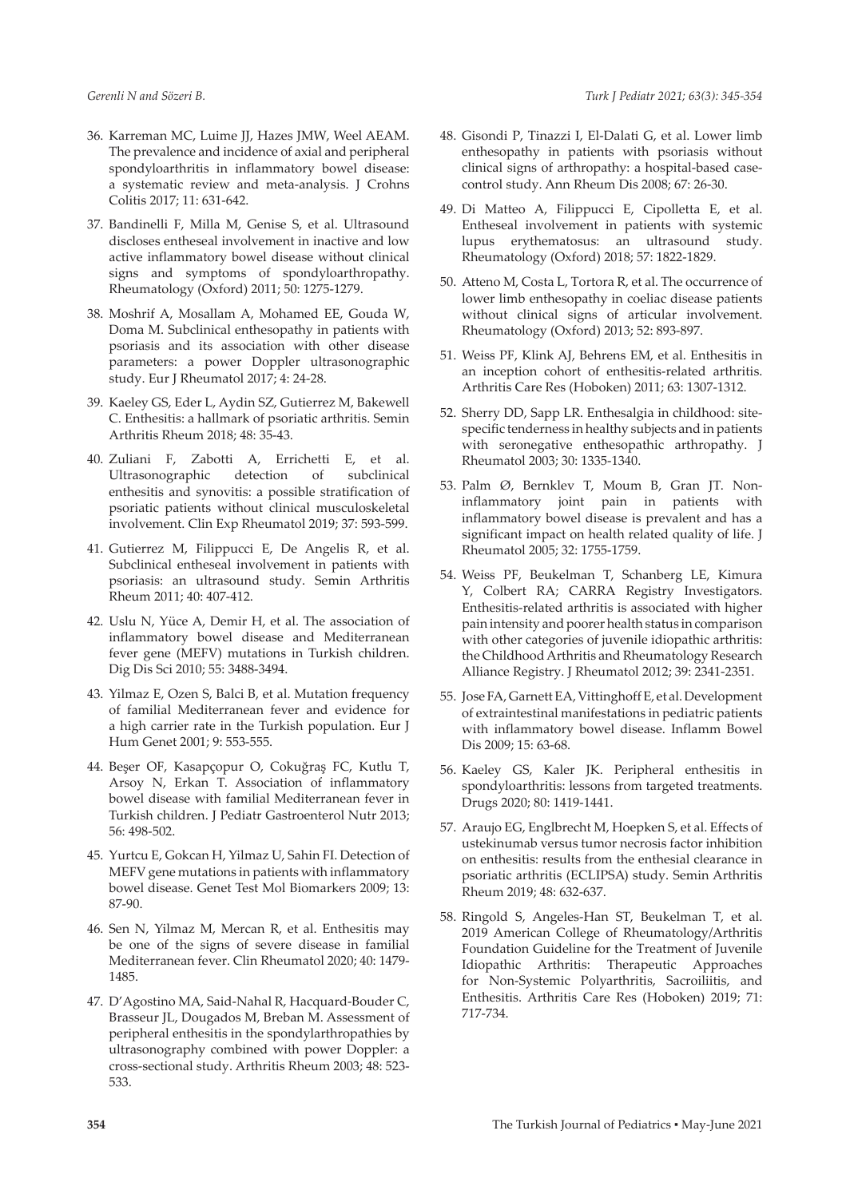36. Karreman MC, Luime JJ, Hazes JMW, Weel AEAM. The prevalence and incidence of axial and peripheral spondyloarthritis in inflammatory bowel disease: a systematic review and meta-analysis. J Crohns Colitis 2017; 11: 631-642.

37. Bandinelli F, Milla M, Genise S, et al. Ultrasound discloses entheseal involvement in inactive and low active inflammatory bowel disease without clinical signs and symptoms of spondyloarthropathy. Rheumatology (Oxford) 2011; 50: 1275-1279.

38. Moshrif A, Mosallam A, Mohamed EE, Gouda W, Doma M. Subclinical enthesopathy in patients with psoriasis and its association with other disease parameters: a power Doppler ultrasonographic study. Eur J Rheumatol 2017; 4: 24-28.

39. Kaeley GS, Eder L, Aydin SZ, Gutierrez M, Bakewell C. Enthesitis: a hallmark of psoriatic arthritis. Semin Arthritis Rheum 2018; 48: 35-43.

40. Zuliani F, Zabotti A, Errichetti E, et al. Ultrasonographic detection of subclinical enthesitis and synovitis: a possible stratification of psoriatic patients without clinical musculoskeletal involvement. Clin Exp Rheumatol 2019; 37: 593-599.

41. Gutierrez M, Filippucci E, De Angelis R, et al. Subclinical entheseal involvement in patients with psoriasis: an ultrasound study. Semin Arthritis Rheum 2011; 40: 407-412.

42. Uslu N, Yüce A, Demir H, et al. The association of inflammatory bowel disease and Mediterranean fever gene (MEFV) mutations in Turkish children. Dig Dis Sci 2010; 55: 3488-3494.

43. Yilmaz E, Ozen S, Balci B, et al. Mutation frequency of familial Mediterranean fever and evidence for a high carrier rate in the Turkish population. Eur J Hum Genet 2001; 9: 553-555.

44. Beşer OF, Kasapçopur O, Cokuğraş FC, Kutlu T, Arsoy N, Erkan T. Association of inflammatory bowel disease with familial Mediterranean fever in Turkish children. J Pediatr Gastroenterol Nutr 2013; 56: 498-502.

45. Yurtcu E, Gokcan H, Yilmaz U, Sahin FI. Detection of MEFV gene mutations in patients with inflammatory bowel disease. Genet Test Mol Biomarkers 2009; 13: 87-90.

46. Sen N, Yilmaz M, Mercan R, et al. Enthesitis may be one of the signs of severe disease in familial Mediterranean fever. Clin Rheumatol 2020; 40: 1479-1485.

47. D'Agostino MA, Said-Nahal R, Hacquard-Bouder C, Brasseur JL, Dougados M, Breban M. Assessment of peripheral enthesitis in the spondylarthropathies by ultrasonography combined with power Doppler: a cross-sectional study. Arthritis Rheum 2003; 48: 523-533.

48. Gisondi P, Tinazzi I, El-Dalati G, et al. Lower limb enthesopathy in patients with psoriasis without clinical signs of arthropathy: a hospital-based case-control study. Ann Rheum Dis 2008; 67: 26-30.

49. Di Matteo A, Filippucci E, Cipolletta E, et al. Entheseal involvement in patients with systemic lupus erythematosus: an ultrasound study. Rheumatology (Oxford) 2018; 57: 1822-1829.

50. Atteno M, Costa L, Tortora R, et al. The occurrence of lower limb enthesopathy in coeliac disease patients without clinical signs of articular involvement. Rheumatology (Oxford) 2013; 52: 893-897.

51. Weiss PF, Klink AJ, Behrens EM, et al. Enthesitis in an inception cohort of enthesitis-related arthritis. Arthritis Care Res (Hoboken) 2011; 63: 1307-1312.

52. Sherry DD, Sapp LR. Enthesalgia in childhood: site-specific tenderness in healthy subjects and in patients with seronegative enthesopathic arthropathy. J Rheumatol 2003; 30: 1335-1340.

53. Palm Ø, Bernklev T, Moum B, Gran JT. Non-inflammatory joint pain in patients with inflammatory bowel disease is prevalent and has a significant impact on health related quality of life. J Rheumatol 2005; 32: 1755-1759.

54. Weiss PF, Beukelman T, Schanberg LE, Kimura Y, Colbert RA; CARRA Registry Investigators. Enthesitis-related arthritis is associated with higher pain intensity and poorer health status in comparison with other categories of juvenile idiopathic arthritis: the Childhood Arthritis and Rheumatology Research Alliance Registry. J Rheumatol 2012; 39: 2341-2351.

55. Jose FA, Garnett EA, Vittinghoff E, et al. Development of extraintestinal manifestations in pediatric patients with inflammatory bowel disease. Inflamm Bowel Dis 2009; 15: 63-68.

56. Kaeley GS, Kaler JK. Peripheral enthesitis in spondyloarthritis: lessons from targeted treatments. Drugs 2020; 80: 1419-1441.

57. Araujo EG, Englbrecht M, Hoepken S, et al. Effects of ustekinumab versus tumor necrosis factor inhibition on enthesitis: results from the enthesial clearance in psoriatic arthritis (ECLIPSA) study. Semin Arthritis Rheum 2019; 48: 632-637.

58. Ringold S, Angeles-Han ST, Beukelman T, et al. 2019 American College of Rheumatology/Arthritis Foundation Guideline for the Treatment of Juvenile Idiopathic Arthritis: Therapeutic Approaches for Non-Systemic Polyarthritis, Sacroiliitis, and Enthesitis. Arthritis Care Res (Hoboken) 2019; 71: 717-734.